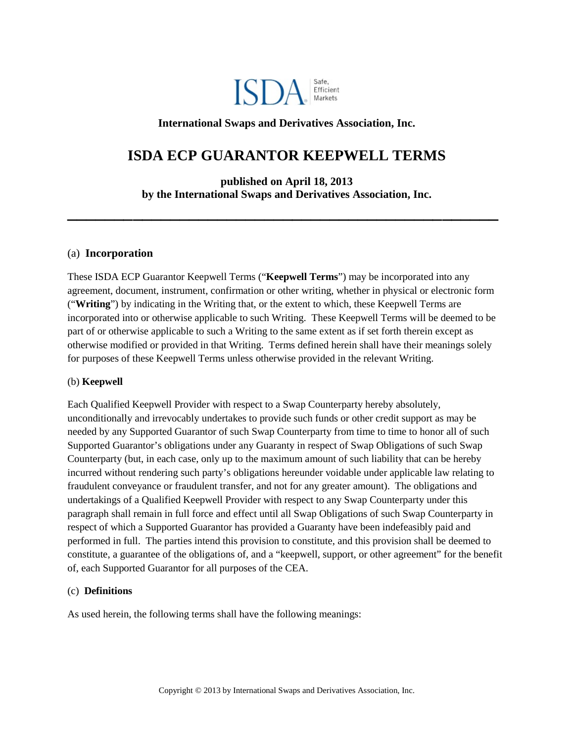**International Swaps and Derivatives Association, Inc.**

# ISDA ECP GUARANTOR KEEPWELL TERMS

**published on April 18, 2013**
**by the International Swaps and Derivatives Association, Inc.**

---

## (a) Incorporation

These ISDA ECP Guarantor Keepwell Terms ("**Keepwell Terms**") may be incorporated into any agreement, document, instrument, confirmation or other writing, whether in physical or electronic form ("**Writing**") by indicating in the Writing that, or the extent to which, these Keepwell Terms are incorporated into or otherwise applicable to such Writing. These Keepwell Terms will be deemed to be part of or otherwise applicable to such a Writing to the same extent as if set forth therein except as otherwise modified or provided in that Writing. Terms defined herein shall have their meanings solely for purposes of these Keepwell Terms unless otherwise provided in the relevant Writing.

## (b) Keepwell

Each Qualified Keepwell Provider with respect to a Swap Counterparty hereby absolutely, unconditionally and irrevocably undertakes to provide such funds or other credit support as may be needed by any Supported Guarantor of such Swap Counterparty from time to time to honor all of such Supported Guarantor's obligations under any Guaranty in respect of Swap Obligations of such Swap Counterparty (but, in each case, only up to the maximum amount of such liability that can be hereby incurred without rendering such party's obligations hereunder voidable under applicable law relating to fraudulent conveyance or fraudulent transfer, and not for any greater amount). The obligations and undertakings of a Qualified Keepwell Provider with respect to any Swap Counterparty under this paragraph shall remain in full force and effect until all Swap Obligations of such Swap Counterparty in respect of which a Supported Guarantor has provided a Guaranty have been indefeasibly paid and performed in full. The parties intend this provision to constitute, and this provision shall be deemed to constitute, a guarantee of the obligations of, and a "keepwell, support, or other agreement" for the benefit of, each Supported Guarantor for all purposes of the CEA.

## (c) Definitions

As used herein, the following terms shall have the following meanings:

Copyright © 2013 by International Swaps and Derivatives Association, Inc.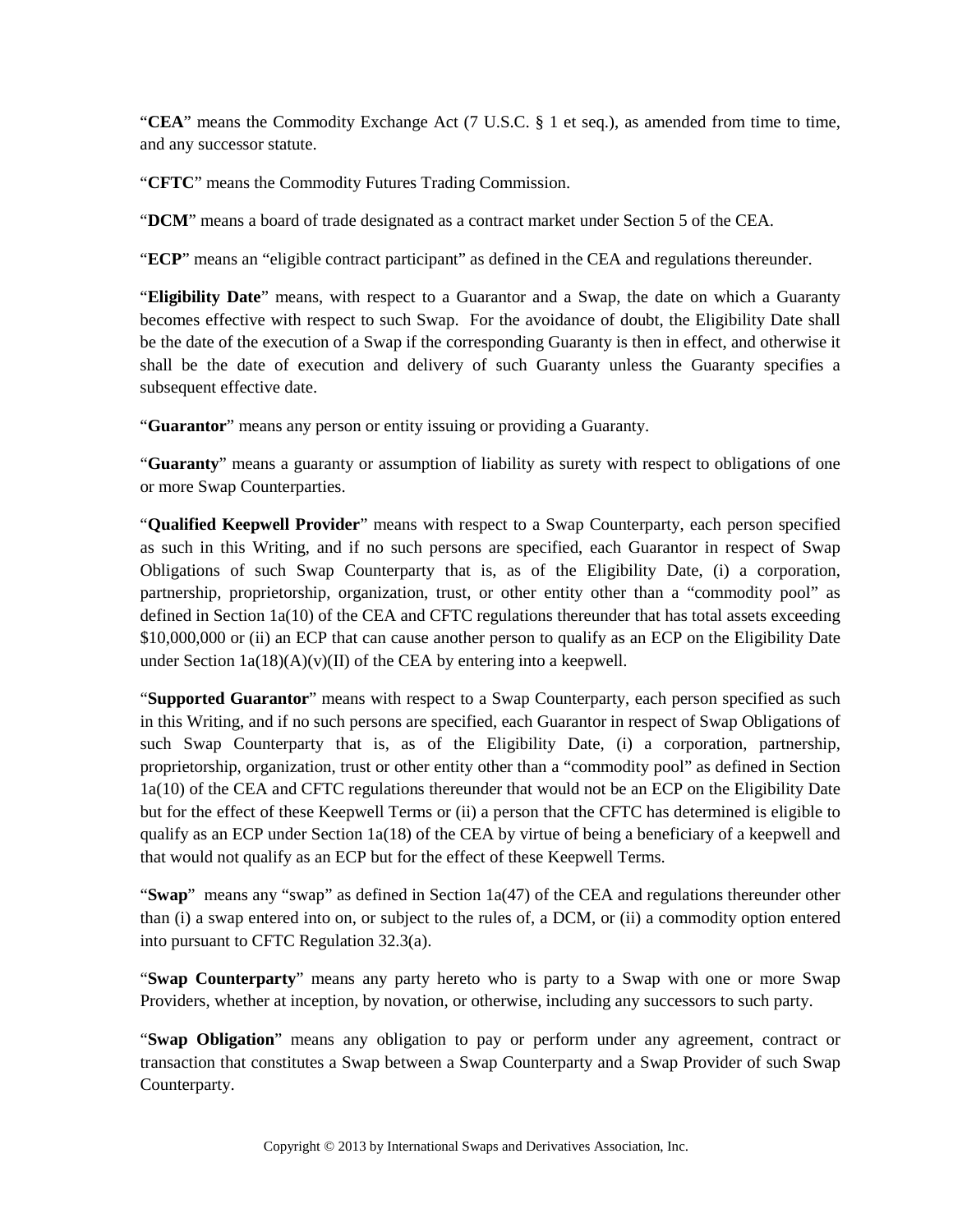"**CEA**" means the Commodity Exchange Act (7 U.S.C. § 1 et seq.), as amended from time to time, and any successor statute.

"**CFTC**" means the Commodity Futures Trading Commission.

"**DCM**" means a board of trade designated as a contract market under Section 5 of the CEA.

"**ECP**" means an "eligible contract participant" as defined in the CEA and regulations thereunder.

"**Eligibility Date**" means, with respect to a Guarantor and a Swap, the date on which a Guaranty becomes effective with respect to such Swap. For the avoidance of doubt, the Eligibility Date shall be the date of the execution of a Swap if the corresponding Guaranty is then in effect, and otherwise it shall be the date of execution and delivery of such Guaranty unless the Guaranty specifies a subsequent effective date.

"**Guarantor**" means any person or entity issuing or providing a Guaranty.

"**Guaranty**" means a guaranty or assumption of liability as surety with respect to obligations of one or more Swap Counterparties.

"**Qualified Keepwell Provider**" means with respect to a Swap Counterparty, each person specified as such in this Writing, and if no such persons are specified, each Guarantor in respect of Swap Obligations of such Swap Counterparty that is, as of the Eligibility Date, (i) a corporation, partnership, proprietorship, organization, trust, or other entity other than a "commodity pool" as defined in Section 1a(10) of the CEA and CFTC regulations thereunder that has total assets exceeding $10,000,000 or (ii) an ECP that can cause another person to qualify as an ECP on the Eligibility Date under Section 1a(18)(A)(v)(II) of the CEA by entering into a keepwell.

"**Supported Guarantor**" means with respect to a Swap Counterparty, each person specified as such in this Writing, and if no such persons are specified, each Guarantor in respect of Swap Obligations of such Swap Counterparty that is, as of the Eligibility Date, (i) a corporation, partnership, proprietorship, organization, trust or other entity other than a "commodity pool" as defined in Section 1a(10) of the CEA and CFTC regulations thereunder that would not be an ECP on the Eligibility Date but for the effect of these Keepwell Terms or (ii) a person that the CFTC has determined is eligible to qualify as an ECP under Section 1a(18) of the CEA by virtue of being a beneficiary of a keepwell and that would not qualify as an ECP but for the effect of these Keepwell Terms.

"**Swap**" means any "swap" as defined in Section 1a(47) of the CEA and regulations thereunder other than (i) a swap entered into on, or subject to the rules of, a DCM, or (ii) a commodity option entered into pursuant to CFTC Regulation 32.3(a).

"**Swap Counterparty**" means any party hereto who is party to a Swap with one or more Swap Providers, whether at inception, by novation, or otherwise, including any successors to such party.

"**Swap Obligation**" means any obligation to pay or perform under any agreement, contract or transaction that constitutes a Swap between a Swap Counterparty and a Swap Provider of such Swap Counterparty.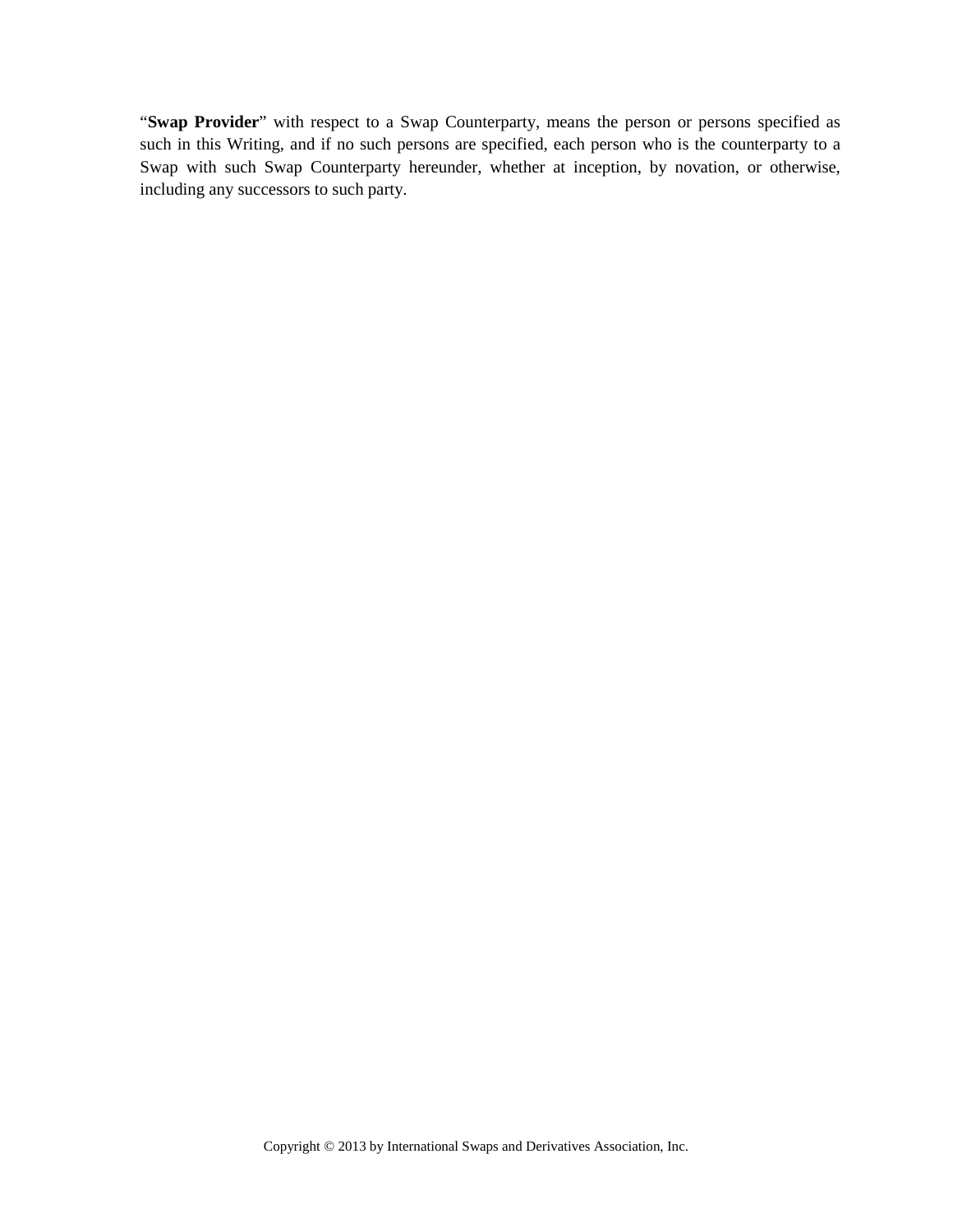"**Swap Provider**" with respect to a Swap Counterparty, means the person or persons specified as such in this Writing, and if no such persons are specified, each person who is the counterparty to a Swap with such Swap Counterparty hereunder, whether at inception, by novation, or otherwise, including any successors to such party.

Copyright © 2013 by International Swaps and Derivatives Association, Inc.